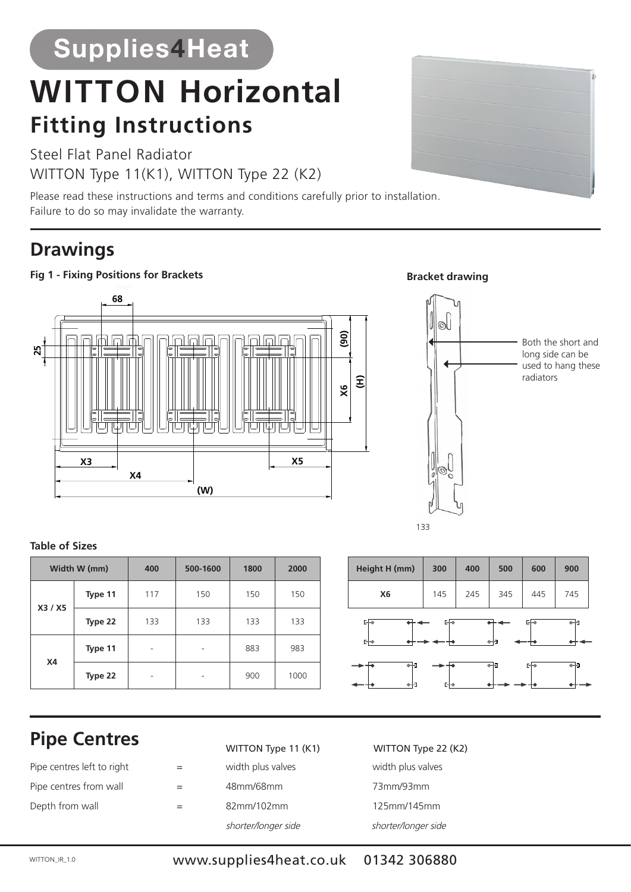Supplies4Heat

# WITTON Horizontal

## Fitting Instructions

Steel Flat Panel Radiator

WITTON Type 11(K1), WITTON Type 22 (K2)

Please read these instructions and terms and conditions carefully prior to installation.
Failure to do so may invalidate the warranty.

## Drawings

**Fig 1 - Fixing Positions for Brackets**

**Bracket drawing**

Both the short and long side can be used to hang these radiators

**Table of Sizes**

| Width W (mm) | | 400 | 500-1600 | 1800 | 2000 |
|---|---|---|---|---|---|
| X3 / X5 | Type 11 | 117 | 150 | 150 | 150 |
| | Type 22 | 133 | 133 | 133 | 133 |
| X4 | Type 11 | - | - | 883 | 983 |
| | Type 22 | - | - | 900 | 1000 |

| Height H (mm) | 300 | 400 | 500 | 600 | 900 |
|---|---|---|---|---|---|
| X6 | 145 | 245 | 345 | 445 | 745 |

## Pipe Centres

| | | WITTON Type 11 (K1) | WITTON Type 22 (K2) |
|---|---|---|---|
| Pipe centres left to right | = | width plus valves | width plus valves |
| Pipe centres from wall | = | 48mm/68mm | 73mm/93mm |
| Depth from wall | = | 82mm/102mm | 125mm/145mm |
| | | *shorter/longer side* | *shorter/longer side* |

www.supplies4heat.co.uk 01342 306880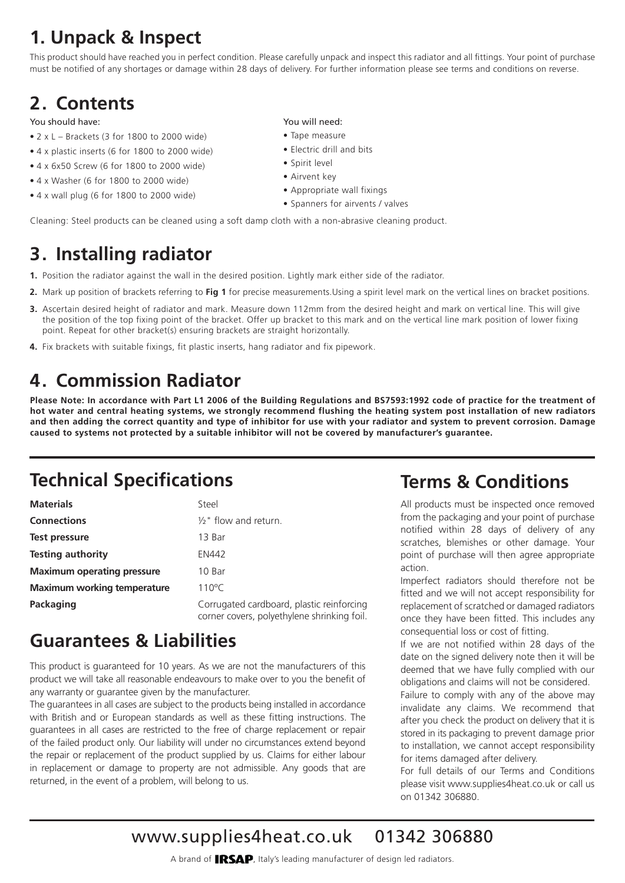## 1. Unpack & Inspect

This product should have reached you in perfect condition. Please carefully unpack and inspect this radiator and all fittings. Your point of purchase must be notified of any shortages or damage within 28 days of delivery. For further information please see terms and conditions on reverse.

## 2. Contents

You should have:

- 2 x L – Brackets (3 for 1800 to 2000 wide)
- 4 x plastic inserts (6 for 1800 to 2000 wide)
- 4 x 6x50 Screw (6 for 1800 to 2000 wide)
- 4 x Washer (6 for 1800 to 2000 wide)
- 4 x wall plug (6 for 1800 to 2000 wide)

You will need:

- Tape measure
- Electric drill and bits
- Spirit level
- Airvent key
- Appropriate wall fixings
- Spanners for airvents / valves

Cleaning: Steel products can be cleaned using a soft damp cloth with a non-abrasive cleaning product.

## 3. Installing radiator

1. Position the radiator against the wall in the desired position. Lightly mark either side of the radiator.
2. Mark up position of brackets referring to **Fig 1** for precise measurements.Using a spirit level mark on the vertical lines on bracket positions.
3. Ascertain desired height of radiator and mark. Measure down 112mm from the desired height and mark on vertical line. This will give the position of the top fixing point of the bracket. Offer up bracket to this mark and on the vertical line mark position of lower fixing point. Repeat for other bracket(s) ensuring brackets are straight horizontally.
4. Fix brackets with suitable fixings, fit plastic inserts, hang radiator and fix pipework.

## 4. Commission Radiator

**Please Note: In accordance with Part L1 2006 of the Building Regulations and BS7593:1992 code of practice for the treatment of hot water and central heating systems, we strongly recommend flushing the heating system post installation of new radiators and then adding the correct quantity and type of inhibitor for use with your radiator and system to prevent corrosion. Damage caused to systems not protected by a suitable inhibitor will not be covered by manufacturer's guarantee.**

## Technical Specifications

| | |
|---|---|
| **Materials** | Steel |
| **Connections** | ½" flow and return. |
| **Test pressure** | 13 Bar |
| **Testing authority** | EN442 |
| **Maximum operating pressure** | 10 Bar |
| **Maximum working temperature** | 110ºC |
| **Packaging** | Corrugated cardboard, plastic reinforcing corner covers, polyethylene shrinking foil. |

## Guarantees & Liabilities

This product is guaranteed for 10 years. As we are not the manufacturers of this product we will take all reasonable endeavours to make over to you the benefit of any warranty or guarantee given by the manufacturer.

The guarantees in all cases are subject to the products being installed in accordance with British and or European standards as well as these fitting instructions. The guarantees in all cases are restricted to the free of charge replacement or repair of the failed product only. Our liability will under no circumstances extend beyond the repair or replacement of the product supplied by us. Claims for either labour in replacement or damage to property are not admissible. Any goods that are returned, in the event of a problem, will belong to us.

## Terms & Conditions

All products must be inspected once removed from the packaging and your point of purchase notified within 28 days of delivery of any scratches, blemishes or other damage. Your point of purchase will then agree appropriate action.

Imperfect radiators should therefore not be fitted and we will not accept responsibility for replacement of scratched or damaged radiators once they have been fitted. This includes any consequential loss or cost of fitting.

If we are not notified within 28 days of the date on the signed delivery note then it will be deemed that we have fully complied with our obligations and claims will not be considered.

Failure to comply with any of the above may invalidate any claims. We recommend that after you check the product on delivery that it is stored in its packaging to prevent damage prior to installation, we cannot accept responsibility for items damaged after delivery.

For full details of our Terms and Conditions please visit www.supplies4heat.co.uk or call us on 01342 306880.

www.supplies4heat.co.uk 01342 306880

A brand of IRSAP, Italy's leading manufacturer of design led radiators.